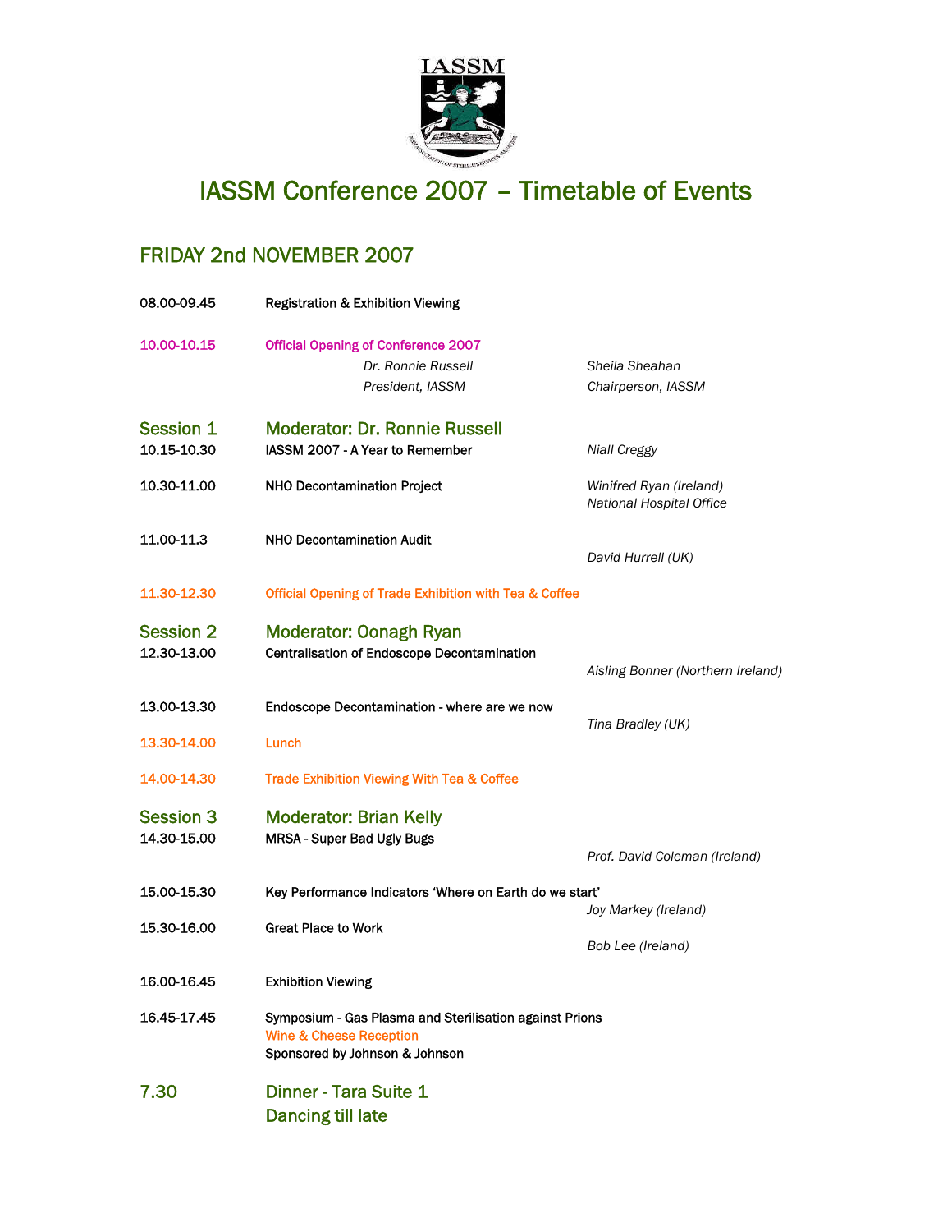IASSM

# IASSM Conference 2007 – Timetable of Events

## FRIDAY 2nd NOVEMBER 2007

08.00-09.45 Registration & Exhibition Viewing

10.00-10.15 Official Opening of Conference 2007

*Dr. Ronnie Russell* — *President, IASSM*

*Sheila Sheahan* — *Chairperson, IASSM*

### Session 1 Moderator: Dr. Ronnie Russell

| Time | Event | Speaker |
|---|---|---|
| 10.15-10.30 | IASSM 2007 - A Year to Remember | *Niall Creggy* |
| 10.30-11.00 | NHO Decontamination Project | *Winifred Ryan (Ireland)* *National Hospital Office* |
| 11.00-11.3 | NHO Decontamination Audit | *David Hurrell (UK)* |
| 11.30-12.30 | Official Opening of Trade Exhibition with Tea & Coffee | |

### Session 2 Moderator: Oonagh Ryan

| Time | Event | Speaker |
|---|---|---|
| 12.30-13.00 | Centralisation of Endoscope Decontamination | *Aisling Bonner (Northern Ireland)* |
| 13.00-13.30 | Endoscope Decontamination - where are we now | *Tina Bradley (UK)* |
| 13.30-14.00 | Lunch | |
| 14.00-14.30 | Trade Exhibition Viewing With Tea & Coffee | |

### Session 3 Moderator: Brian Kelly

| Time | Event | Speaker |
|---|---|---|
| 14.30-15.00 | MRSA - Super Bad Ugly Bugs | *Prof. David Coleman (Ireland)* |
| 15.00-15.30 | Key Performance Indicators 'Where on Earth do we start' | *Joy Markey (Ireland)* |
| 15.30-16.00 | Great Place to Work | *Bob Lee (Ireland)* |
| 16.00-16.45 | Exhibition Viewing | |
| 16.45-17.45 | Symposium - Gas Plasma and Sterilisation against Prions<br>Wine & Cheese Reception<br>Sponsored by Johnson & Johnson | |

### 7.30 Dinner - Tara Suite 1

### Dancing till late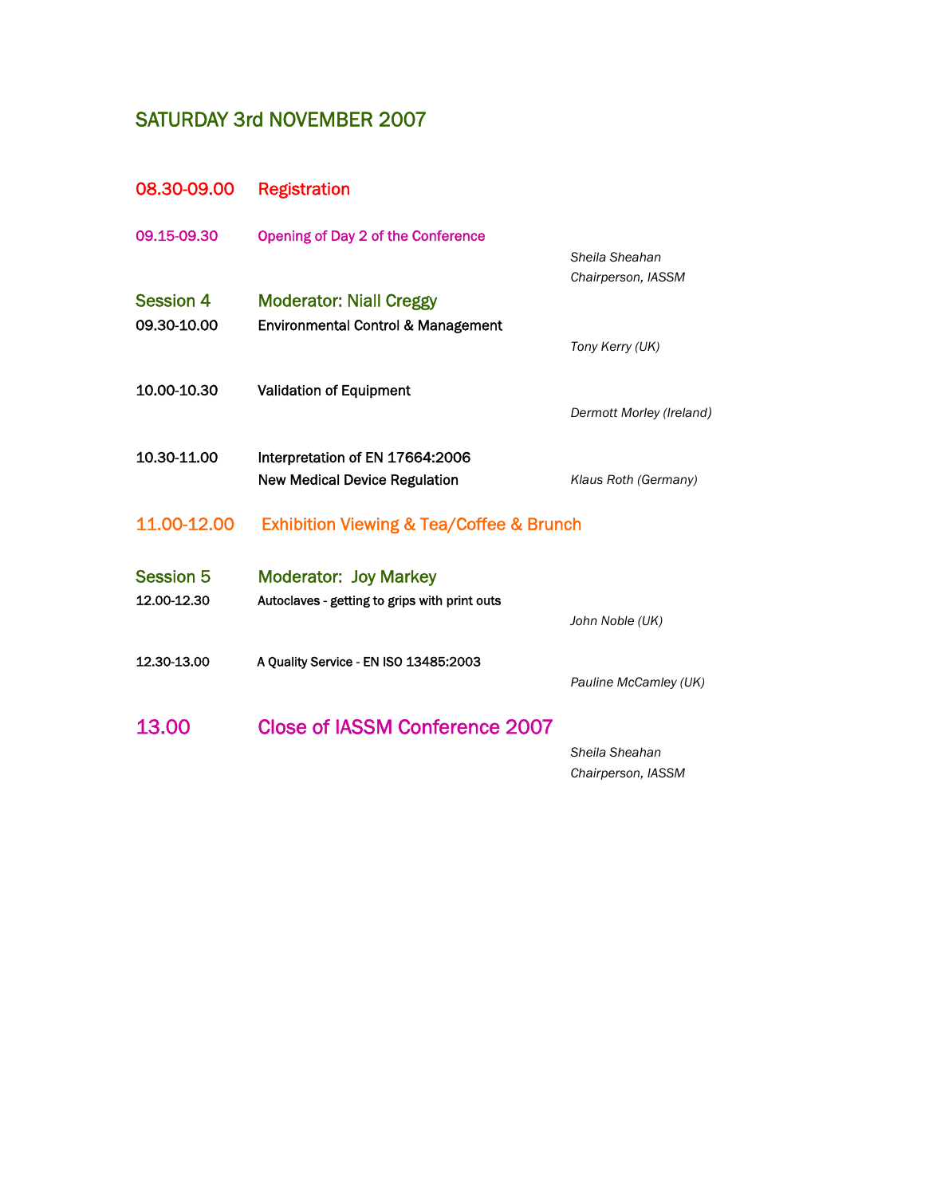## SATURDAY 3rd NOVEMBER 2007

**08.30-09.00 Registration**

**09.15-09.30 Opening of Day 2 of the Conference**

*Sheila Sheahan*
*Chairperson, IASSM*

### Session 4 — Moderator: Niall Creggy

**09.30-10.00** Environmental Control & Management

*Tony Kerry (UK)*

**10.00-10.30** Validation of Equipment

*Dermott Morley (Ireland)*

**10.30-11.00** Interpretation of EN 17664:2006
New Medical Device Regulation

*Klaus Roth (Germany)*

**11.00-12.00 Exhibition Viewing & Tea/Coffee & Brunch**

### Session 5 — Moderator: Joy Markey

**12.00-12.30** Autoclaves - getting to grips with print outs

*John Noble (UK)*

**12.30-13.00** A Quality Service - EN ISO 13485:2003

*Pauline McCamley (UK)*

**13.00 Close of IASSM Conference 2007**

*Sheila Sheahan*
*Chairperson, IASSM*